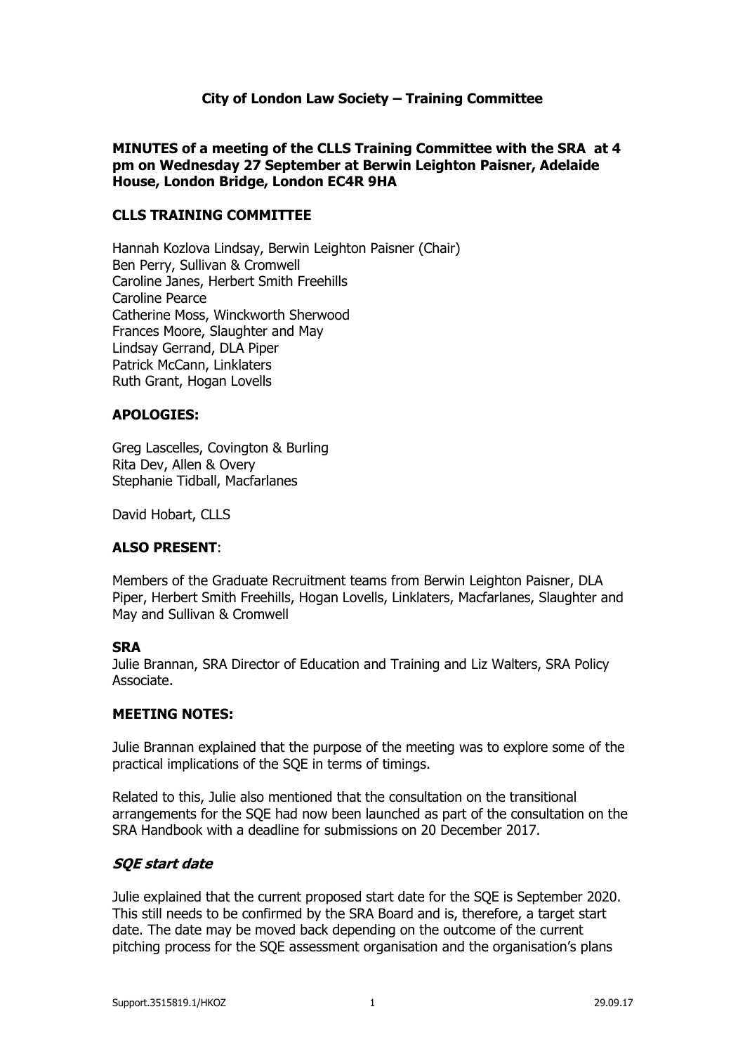**City of London Law Society – Training Committee**

**MINUTES of a meeting of the CLLS Training Committee with the SRA at 4 pm on Wednesday 27 September at Berwin Leighton Paisner, Adelaide House, London Bridge, London EC4R 9HA**

**CLLS TRAINING COMMITTEE**

Hannah Kozlova Lindsay, Berwin Leighton Paisner (Chair)
Ben Perry, Sullivan & Cromwell
Caroline Janes, Herbert Smith Freehills
Caroline Pearce
Catherine Moss, Winckworth Sherwood
Frances Moore, Slaughter and May
Lindsay Gerrand, DLA Piper
Patrick McCann, Linklaters
Ruth Grant, Hogan Lovells

**APOLOGIES:**

Greg Lascelles, Covington & Burling
Rita Dev, Allen & Overy
Stephanie Tidball, Macfarlanes

David Hobart, CLLS

**ALSO PRESENT**:

Members of the Graduate Recruitment teams from Berwin Leighton Paisner, DLA Piper, Herbert Smith Freehills, Hogan Lovells, Linklaters, Macfarlanes, Slaughter and May and Sullivan & Cromwell

**SRA**

Julie Brannan, SRA Director of Education and Training and Liz Walters, SRA Policy Associate.

**MEETING NOTES:**

Julie Brannan explained that the purpose of the meeting was to explore some of the practical implications of the SQE in terms of timings.

Related to this, Julie also mentioned that the consultation on the transitional arrangements for the SQE had now been launched as part of the consultation on the SRA Handbook with a deadline for submissions on 20 December 2017.

***SQE start date***

Julie explained that the current proposed start date for the SQE is September 2020. This still needs to be confirmed by the SRA Board and is, therefore, a target start date. The date may be moved back depending on the outcome of the current pitching process for the SQE assessment organisation and the organisation's plans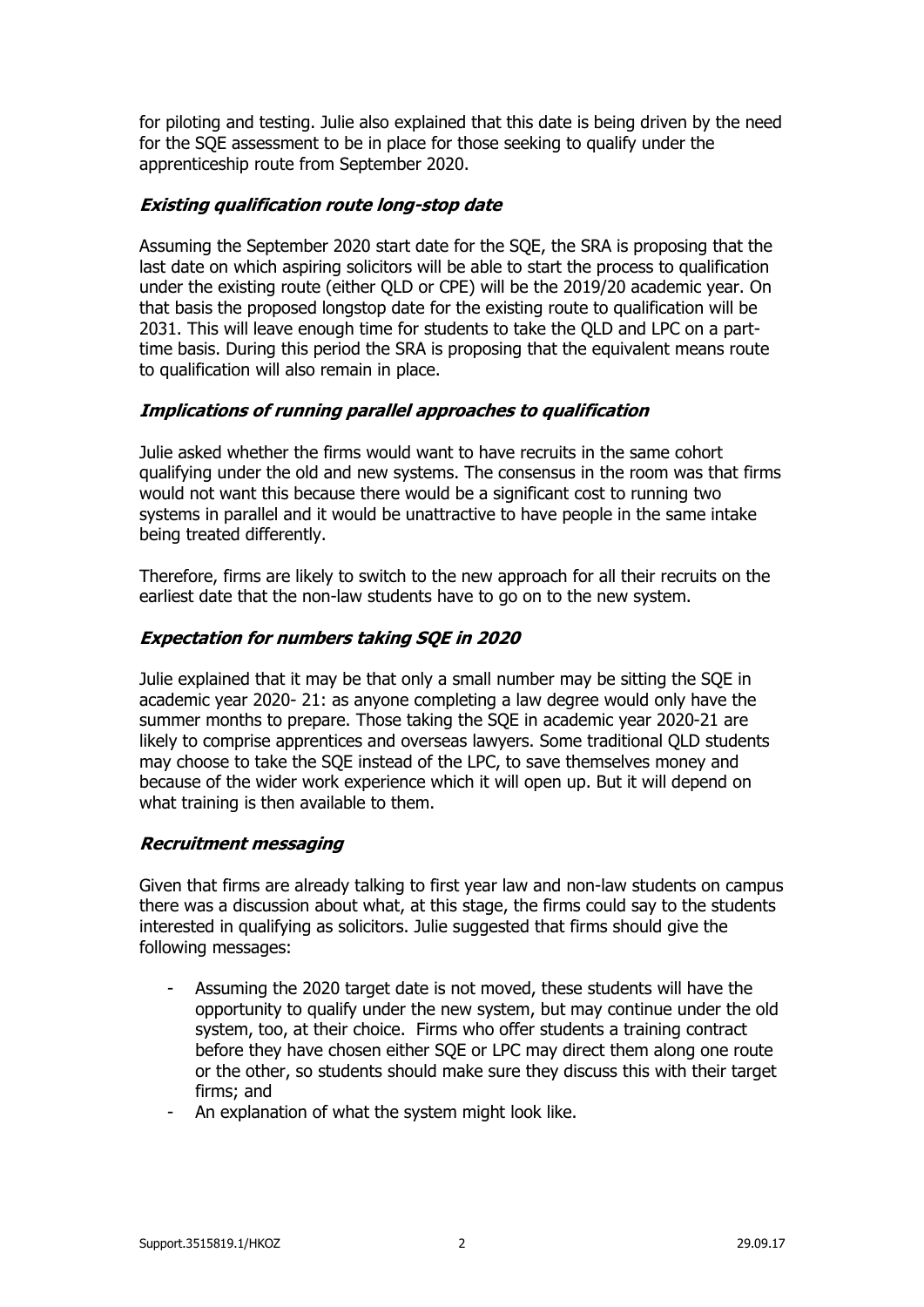for piloting and testing. Julie also explained that this date is being driven by the need for the SQE assessment to be in place for those seeking to qualify under the apprenticeship route from September 2020.

### ***Existing qualification route long-stop date***

Assuming the September 2020 start date for the SQE, the SRA is proposing that the last date on which aspiring solicitors will be able to start the process to qualification under the existing route (either QLD or CPE) will be the 2019/20 academic year. On that basis the proposed longstop date for the existing route to qualification will be 2031. This will leave enough time for students to take the QLD and LPC on a part-time basis. During this period the SRA is proposing that the equivalent means route to qualification will also remain in place.

### ***Implications of running parallel approaches to qualification***

Julie asked whether the firms would want to have recruits in the same cohort qualifying under the old and new systems. The consensus in the room was that firms would not want this because there would be a significant cost to running two systems in parallel and it would be unattractive to have people in the same intake being treated differently.

Therefore, firms are likely to switch to the new approach for all their recruits on the earliest date that the non-law students have to go on to the new system.

### ***Expectation for numbers taking SQE in 2020***

Julie explained that it may be that only a small number may be sitting the SQE in academic year 2020- 21: as anyone completing a law degree would only have the summer months to prepare. Those taking the SQE in academic year 2020-21 are likely to comprise apprentices and overseas lawyers. Some traditional QLD students may choose to take the SQE instead of the LPC, to save themselves money and because of the wider work experience which it will open up. But it will depend on what training is then available to them.

### ***Recruitment messaging***

Given that firms are already talking to first year law and non-law students on campus there was a discussion about what, at this stage, the firms could say to the students interested in qualifying as solicitors. Julie suggested that firms should give the following messages:

- Assuming the 2020 target date is not moved, these students will have the opportunity to qualify under the new system, but may continue under the old system, too, at their choice. Firms who offer students a training contract before they have chosen either SQE or LPC may direct them along one route or the other, so students should make sure they discuss this with their target firms; and
- An explanation of what the system might look like.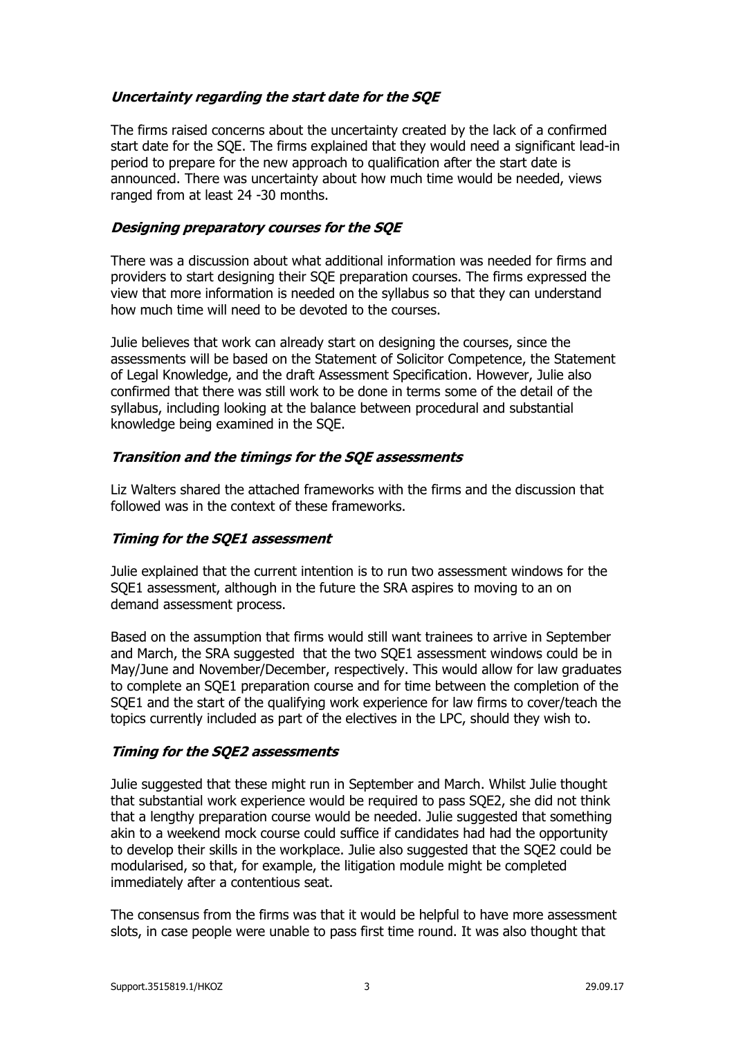***Uncertainty regarding the start date for the SQE***

The firms raised concerns about the uncertainty created by the lack of a confirmed start date for the SQE. The firms explained that they would need a significant lead-in period to prepare for the new approach to qualification after the start date is announced. There was uncertainty about how much time would be needed, views ranged from at least 24 -30 months.

***Designing preparatory courses for the SQE***

There was a discussion about what additional information was needed for firms and providers to start designing their SQE preparation courses. The firms expressed the view that more information is needed on the syllabus so that they can understand how much time will need to be devoted to the courses.

Julie believes that work can already start on designing the courses, since the assessments will be based on the Statement of Solicitor Competence, the Statement of Legal Knowledge, and the draft Assessment Specification. However, Julie also confirmed that there was still work to be done in terms some of the detail of the syllabus, including looking at the balance between procedural and substantial knowledge being examined in the SQE.

***Transition and the timings for the SQE assessments***

Liz Walters shared the attached frameworks with the firms and the discussion that followed was in the context of these frameworks.

***Timing for the SQE1 assessment***

Julie explained that the current intention is to run two assessment windows for the SQE1 assessment, although in the future the SRA aspires to moving to an on demand assessment process.

Based on the assumption that firms would still want trainees to arrive in September and March, the SRA suggested that the two SQE1 assessment windows could be in May/June and November/December, respectively. This would allow for law graduates to complete an SQE1 preparation course and for time between the completion of the SQE1 and the start of the qualifying work experience for law firms to cover/teach the topics currently included as part of the electives in the LPC, should they wish to.

***Timing for the SQE2 assessments***

Julie suggested that these might run in September and March. Whilst Julie thought that substantial work experience would be required to pass SQE2, she did not think that a lengthy preparation course would be needed. Julie suggested that something akin to a weekend mock course could suffice if candidates had had the opportunity to develop their skills in the workplace. Julie also suggested that the SQE2 could be modularised, so that, for example, the litigation module might be completed immediately after a contentious seat.

The consensus from the firms was that it would be helpful to have more assessment slots, in case people were unable to pass first time round. It was also thought that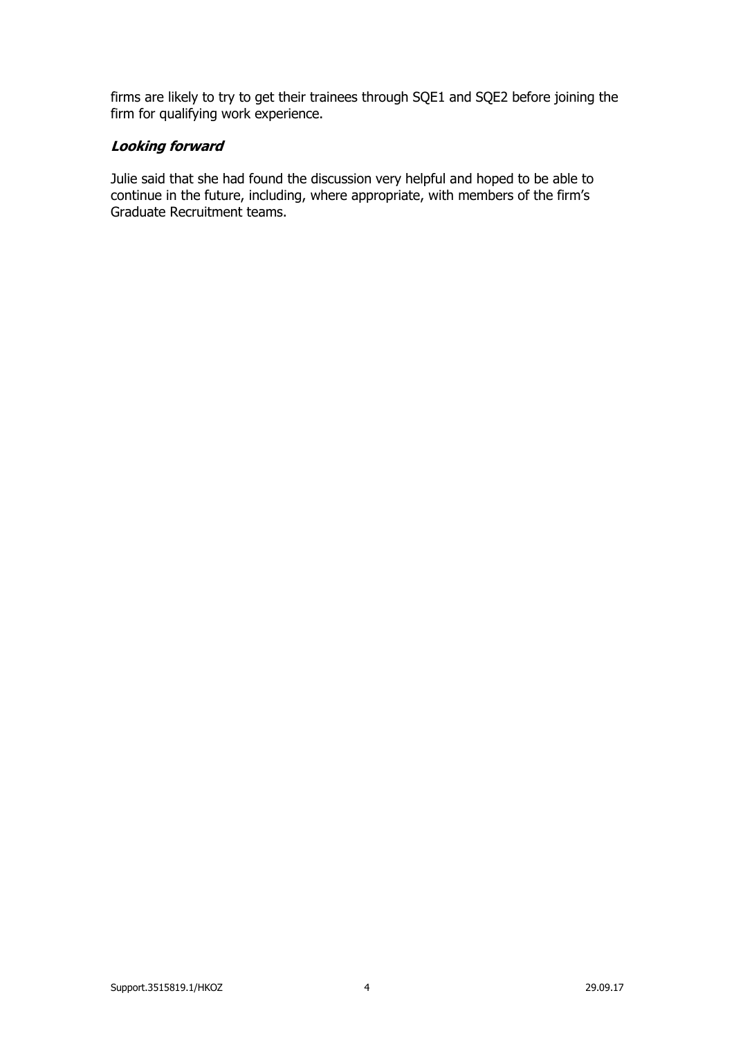firms are likely to try to get their trainees through SQE1 and SQE2 before joining the firm for qualifying work experience.

### *Looking forward*

Julie said that she had found the discussion very helpful and hoped to be able to continue in the future, including, where appropriate, with members of the firm's Graduate Recruitment teams.